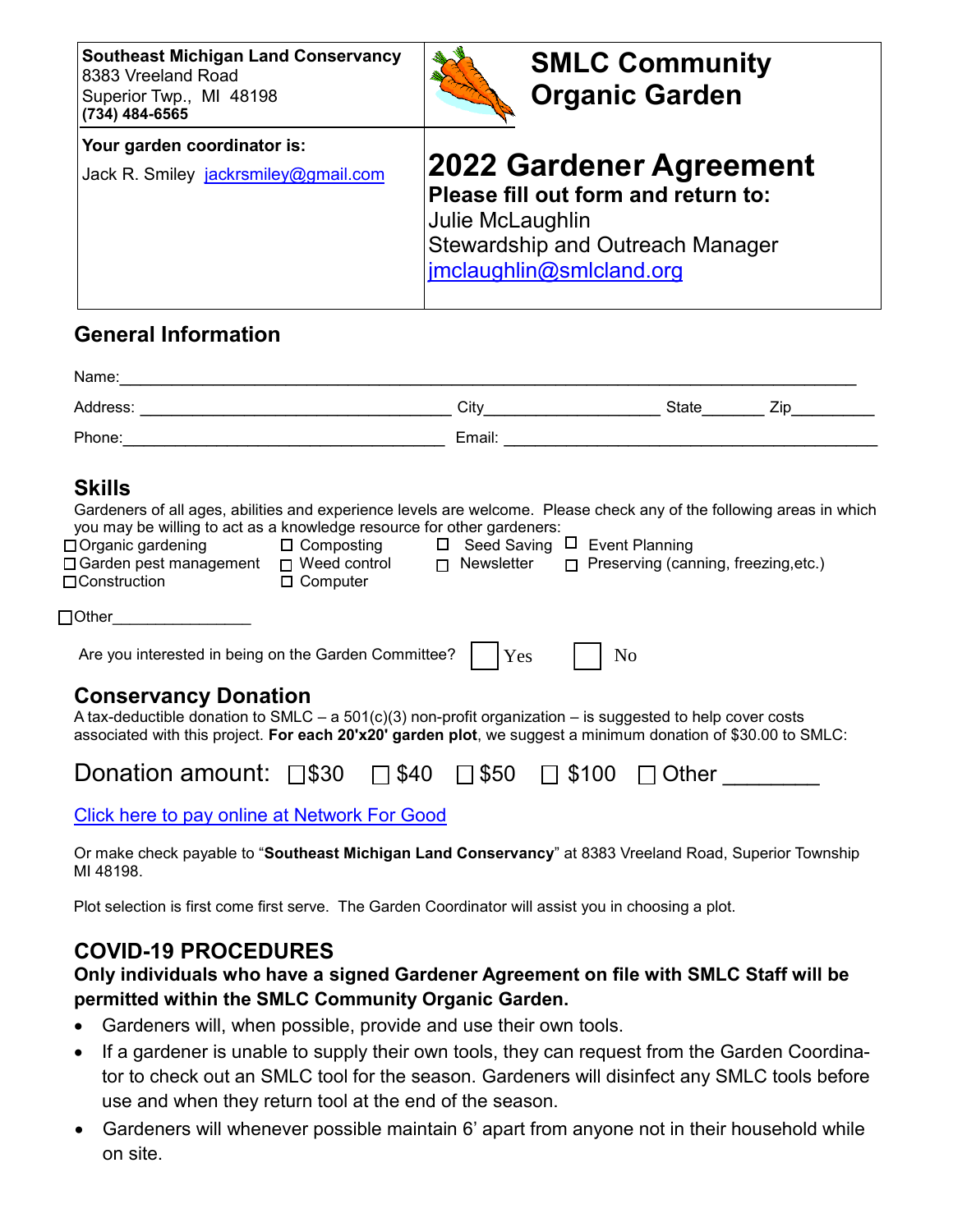**Southeast Michigan Land Conservancy**
8383 Vreeland Road
Superior Twp., MI 48198
**(734) 484-6565**

# SMLC Community Organic Garden

**Your garden coordinator is:**

Jack R. Smiley jackrsmiley@gmail.com

# 2022 Gardener Agreement

**Please fill out form and return to:**
Julie McLaughlin
Stewardship and Outreach Manager
jmclaughlin@smlcland.org

## General Information

Name:_______________________________________________

Address: ______________________ City____________ State_______ Zip_________

Phone:______________________ Email: ______________________

## Skills

Gardeners of all ages, abilities and experience levels are welcome. Please check any of the following areas in which you may be willing to act as a knowledge resource for other gardeners:

☐ Organic gardening ☐ Composting ☐ Seed Saving ☐ Event Planning
☐ Garden pest management ☐ Weed control ☐ Newsletter ☐ Preserving (canning, freezing,etc.)
☐ Construction ☐ Computer

☐ Other________________

Are you interested in being on the Garden Committee? ☐ Yes ☐ No

## Conservancy Donation

A tax-deductible donation to SMLC – a 501(c)(3) non-profit organization – is suggested to help cover costs associated with this project. **For each 20'x20' garden plot**, we suggest a minimum donation of $30.00 to SMLC:

Donation amount: ☐ $30 ☐ $40 ☐ $50 ☐ $100 ☐ Other ________

Click here to pay online at Network For Good

Or make check payable to "**Southeast Michigan Land Conservancy**" at 8383 Vreeland Road, Superior Township MI 48198.

Plot selection is first come first serve. The Garden Coordinator will assist you in choosing a plot.

## COVID-19 PROCEDURES

**Only individuals who have a signed Gardener Agreement on file with SMLC Staff will be permitted within the SMLC Community Organic Garden.**

- Gardeners will, when possible, provide and use their own tools.
- If a gardener is unable to supply their own tools, they can request from the Garden Coordinator to check out an SMLC tool for the season. Gardeners will disinfect any SMLC tools before use and when they return tool at the end of the season.
- Gardeners will whenever possible maintain 6' apart from anyone not in their household while on site.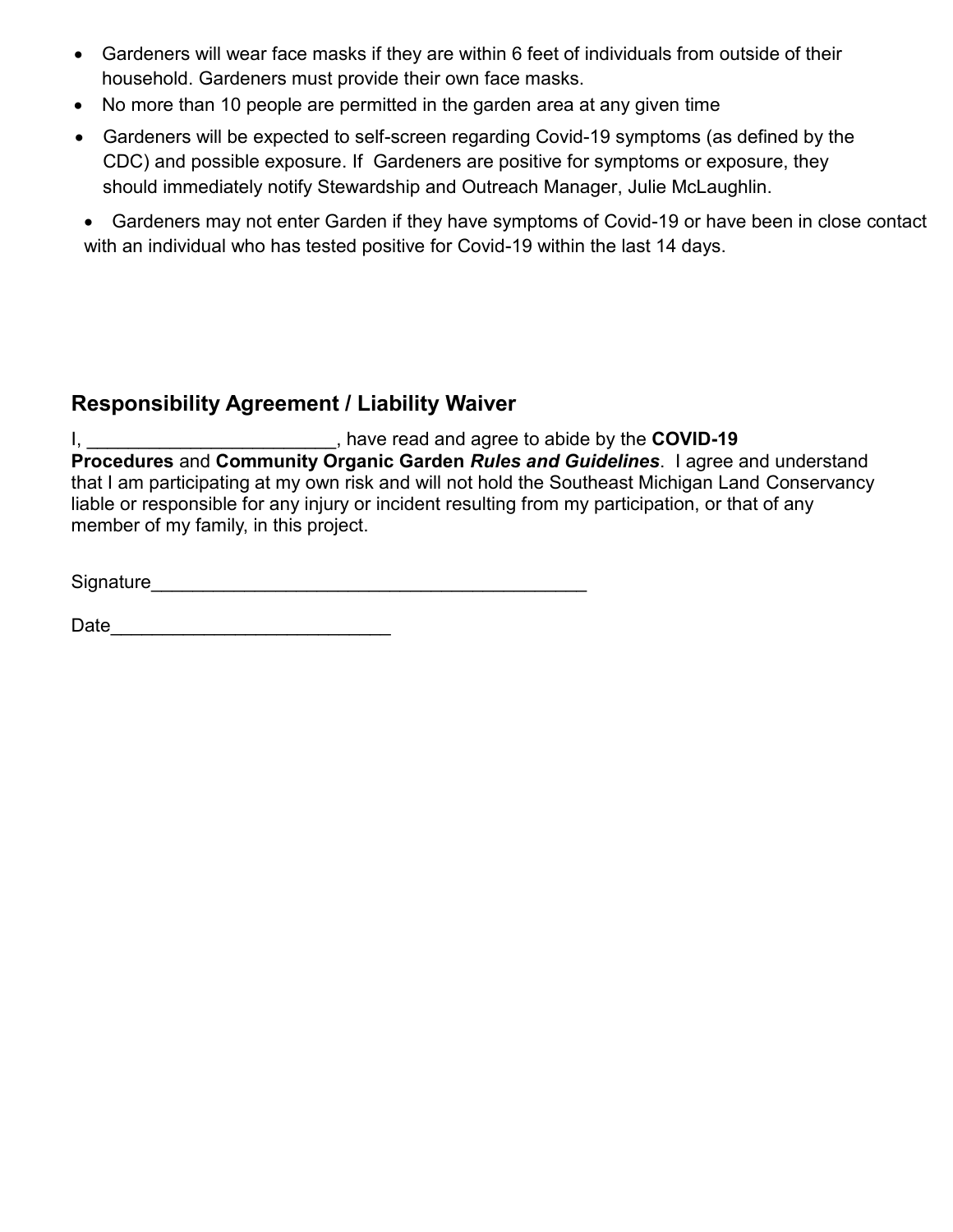- Gardeners will wear face masks if they are within 6 feet of individuals from outside of their household. Gardeners must provide their own face masks.
- No more than 10 people are permitted in the garden area at any given time
- Gardeners will be expected to self-screen regarding Covid-19 symptoms (as defined by the CDC) and possible exposure. If Gardeners are positive for symptoms or exposure, they should immediately notify Stewardship and Outreach Manager, Julie McLaughlin.
- Gardeners may not enter Garden if they have symptoms of Covid-19 or have been in close contact with an individual who has tested positive for Covid-19 within the last 14 days.

## Responsibility Agreement / Liability Waiver

I, ________________________, have read and agree to abide by the **COVID-19 Procedures** and **Community Organic Garden *Rules and Guidelines***. I agree and understand that I am participating at my own risk and will not hold the Southeast Michigan Land Conservancy liable or responsible for any injury or incident resulting from my participation, or that of any member of my family, in this project.

Signature__________________________________________

Date__________________________